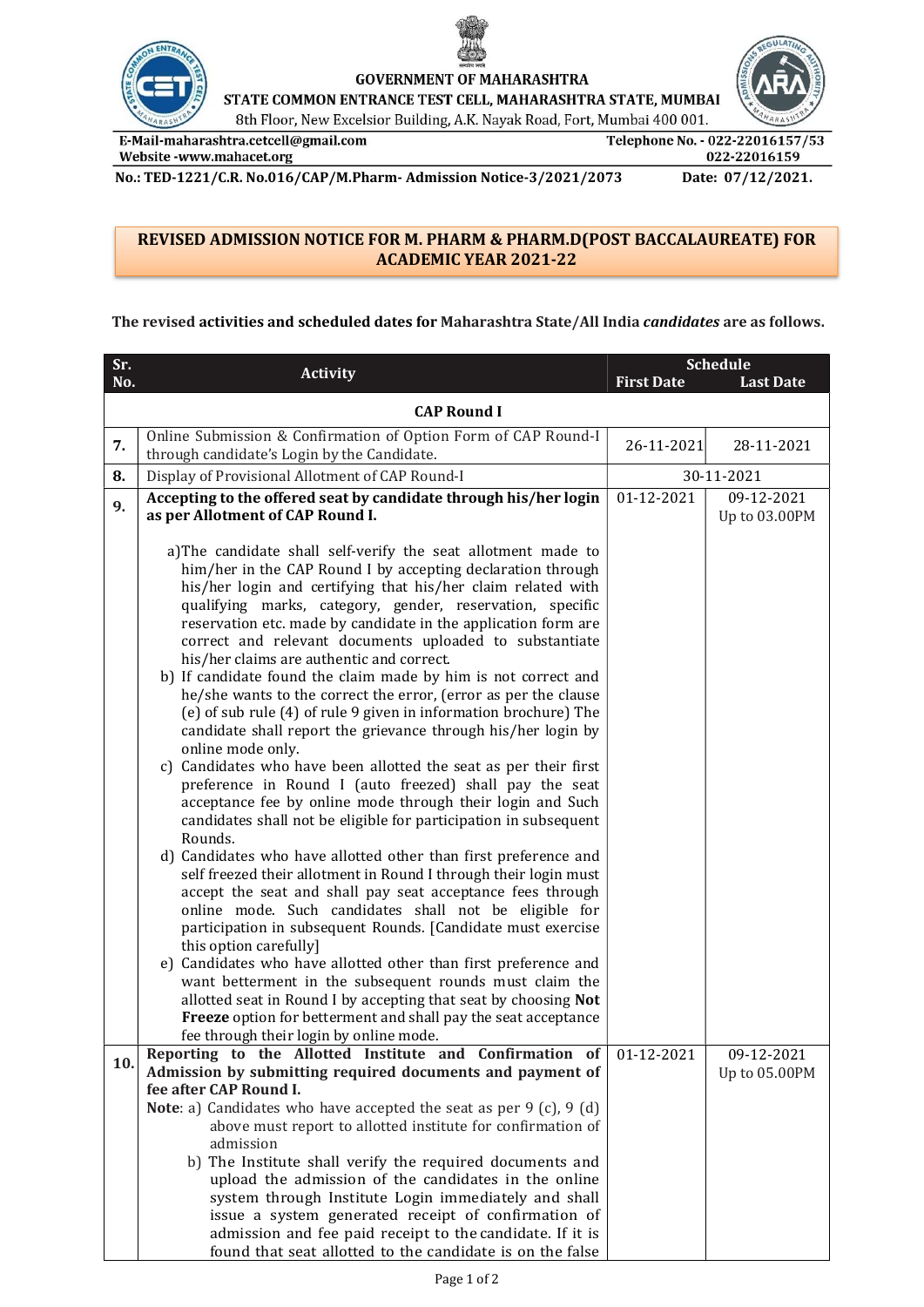GOVERNMENT OF MAHARASHTRA

STATE COMMON ENTRANCE TEST CELL, MAHARASHTRA STATE, MUMBAI

8th Floor, New Excelsior Building, A.K. Nayak Road, Fort, Mumbai 400 001.

E-Mail-maharashtra.cetcell@gmail.com | Telephone No. - 022-22016157/53, 022-22016159

Website -www.mahacet.org

**No.: TED-1221/C.R. No.016/CAP/M.Pharm- Admission Notice-3/2021/2073** **Date: 07/12/2021.**

## REVISED ADMISSION NOTICE FOR M. PHARM & PHARM.D(POST BACCALAUREATE) FOR ACADEMIC YEAR 2021-22

The revised **activities and scheduled dates for** Maharashtra State/All India ***candidates*** are as follows.

| Sr. No. | Activity | Schedule First Date | Schedule Last Date |
|---|---|---|---|
| | **CAP Round I** | | |
| **7.** | Online Submission & Confirmation of Option Form of CAP Round-I through candidate's Login by the Candidate. | 26-11-2021 | 28-11-2021 |
| **8.** | Display of Provisional Allotment of CAP Round-I | 30-11-2021 | |
| **9.** | **Accepting to the offered seat by candidate through his/her login as per Allotment of CAP Round I.**<br><br>a)The candidate shall self-verify the seat allotment made to him/her in the CAP Round I by accepting declaration through his/her login and certifying that his/her claim related with qualifying marks, category, gender, reservation, specific reservation etc. made by candidate in the application form are correct and relevant documents uploaded to substantiate his/her claims are authentic and correct.<br>b) If candidate found the claim made by him is not correct and he/she wants to the correct the error, (error as per the clause (e) of sub rule (4) of rule 9 given in information brochure) The candidate shall report the grievance through his/her login by online mode only.<br>c) Candidates who have been allotted the seat as per their first preference in Round I (auto freezed) shall pay the seat acceptance fee by online mode through their login and Such candidates shall not be eligible for participation in subsequent Rounds.<br>d) Candidates who have allotted other than first preference and self freezed their allotment in Round I through their login must accept the seat and shall pay seat acceptance fees through online mode. Such candidates shall not be eligible for participation in subsequent Rounds. [Candidate must exercise this option carefully]<br>e) Candidates who have allotted other than first preference and want betterment in the subsequent rounds must claim the allotted seat in Round I by accepting that seat by choosing **Not Freeze** option for betterment and shall pay the seat acceptance fee through their login by online mode. | 01-12-2021 | 09-12-2021 Up to 03.00PM |
| **10.** | **Reporting to the Allotted Institute and Confirmation of Admission by submitting required documents and payment of fee after CAP Round I.**<br>**Note**: a) Candidates who have accepted the seat as per 9 (c), 9 (d) above must report to allotted institute for confirmation of admission<br>b) The Institute shall verify the required documents and upload the admission of the candidates in the online system through Institute Login immediately and shall issue a system generated receipt of confirmation of admission and fee paid receipt to the candidate. If it is found that seat allotted to the candidate is on the false | 01-12-2021 | 09-12-2021 Up to 05.00PM |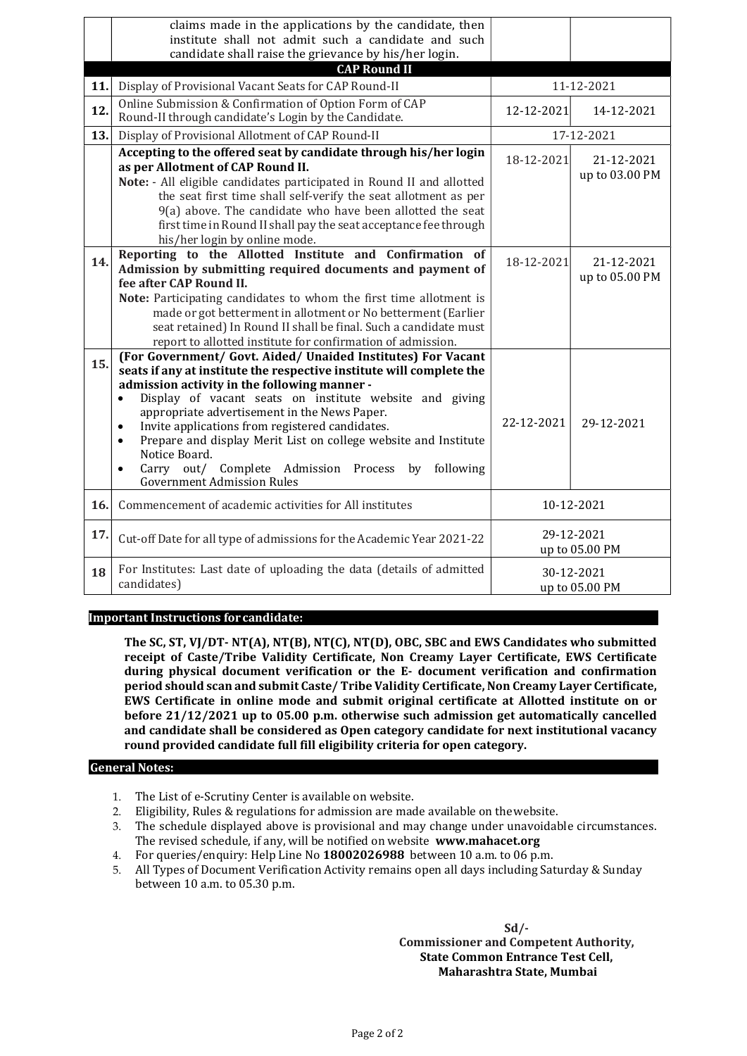| | | | |
|---|---|---|---|
| | claims made in the applications by the candidate, then institute shall not admit such a candidate and such candidate shall raise the grievance by his/her login. | | |
| | **CAP Round II** | | |
| **11.** | Display of Provisional Vacant Seats for CAP Round-II | 11-12-2021 | |
| **12.** | Online Submission & Confirmation of Option Form of CAP Round-II through candidate's Login by the Candidate. | 12-12-2021 | 14-12-2021 |
| **13.** | Display of Provisional Allotment of CAP Round-II | 17-12-2021 | |
| | **Accepting to the offered seat by candidate through his/her login as per Allotment of CAP Round II.** **Note:** - All eligible candidates participated in Round II and allotted the seat first time shall self-verify the seat allotment as per 9(a) above. The candidate who have been allotted the seat first time in Round II shall pay the seat acceptance fee through his/her login by online mode. | 18-12-2021 | 21-12-2021 up to 03.00 PM |
| **14.** | **Reporting to the Allotted Institute and Confirmation of Admission by submitting required documents and payment of fee after CAP Round II.** **Note:** Participating candidates to whom the first time allotment is made or got betterment in allotment or No betterment (Earlier seat retained) In Round II shall be final. Such a candidate must report to allotted institute for confirmation of admission. | 18-12-2021 | 21-12-2021 up to 05.00 PM |
| **15.** | **(For Government/ Govt. Aided/ Unaided Institutes) For Vacant seats if any at institute the respective institute will complete the admission activity in the following manner -** <br>• Display of vacant seats on institute website and giving appropriate advertisement in the News Paper. <br>• Invite applications from registered candidates. <br>• Prepare and display Merit List on college website and Institute Notice Board. <br>• Carry out/ Complete Admission Process by following Government Admission Rules | 22-12-2021 | 29-12-2021 |
| **16.** | Commencement of academic activities for All institutes | 10-12-2021 | |
| **17.** | Cut-off Date for all type of admissions for the Academic Year 2021-22 | 29-12-2021 up to 05.00 PM | |
| **18** | For Institutes: Last date of uploading the data (details of admitted candidates) | 30-12-2021 up to 05.00 PM | |

## Important Instructions for candidate:

**The SC, ST, VJ/DT- NT(A), NT(B), NT(C), NT(D), OBC, SBC and EWS Candidates who submitted receipt of Caste/Tribe Validity Certificate, Non Creamy Layer Certificate, EWS Certificate during physical document verification or the E- document verification and confirmation period should scan and submit Caste/ Tribe Validity Certificate, Non Creamy Layer Certificate, EWS Certificate in online mode and submit original certificate at Allotted institute on or before 21/12/2021 up to 05.00 p.m. otherwise such admission get automatically cancelled and candidate shall be considered as Open category candidate for next institutional vacancy round provided candidate full fill eligibility criteria for open category.**

## General Notes:

1. The List of e-Scrutiny Center is available on website.
2. Eligibility, Rules & regulations for admission are made available on thewebsite.
3. The schedule displayed above is provisional and may change under unavoidable circumstances. The revised schedule, if any, will be notified on website **www.mahacet.org**
4. For queries/enquiry: Help Line No **18002026988** between 10 a.m. to 06 p.m.
5. All Types of Document Verification Activity remains open all days including Saturday & Sunday between 10 a.m. to 05.30 p.m.

**Sd/-**
**Commissioner and Competent Authority,**
**State Common Entrance Test Cell,**
**Maharashtra State, Mumbai**